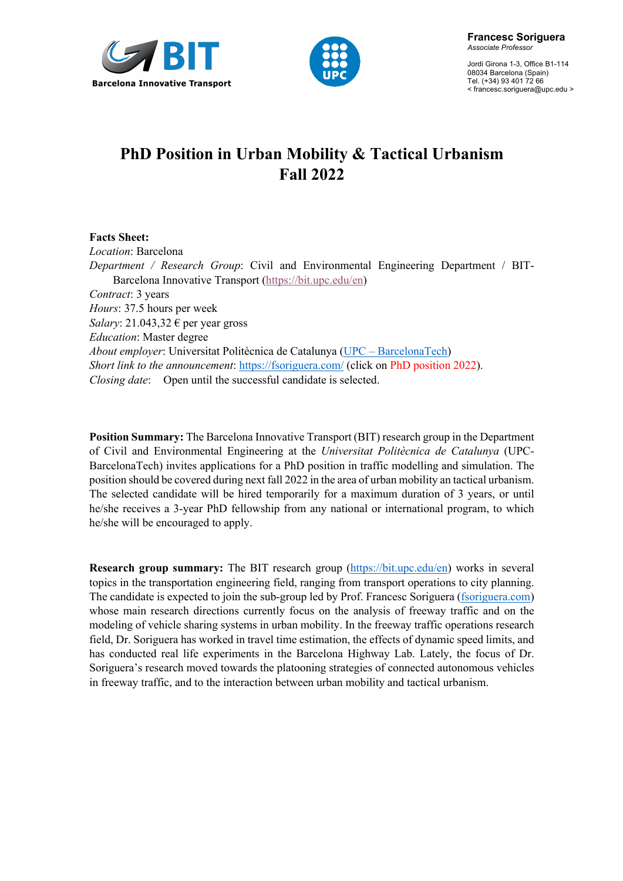Barcelona Innovative Transport

**Francesc Soriguera**
*Associate Professor*

Jordi Girona 1-3, Office B1-114
08034 Barcelona (Spain)
Tel. (+34) 93 401 72 66
< francesc.soriguera@upc.edu >

# PhD Position in Urban Mobility & Tactical Urbanism Fall 2022

**Facts Sheet:**
*Location*: Barcelona
*Department / Research Group*: Civil and Environmental Engineering Department / BIT-Barcelona Innovative Transport (https://bit.upc.edu/en)
*Contract*: 3 years
*Hours*: 37.5 hours per week
*Salary*: 21.043,32 € per year gross
*Education*: Master degree
*About employer*: Universitat Politècnica de Catalunya (UPC – BarcelonaTech)
*Short link to the announcement*: https://fsoriguera.com/ (click on PhD position 2022).
*Closing date*: Open until the successful candidate is selected.

**Position Summary:** The Barcelona Innovative Transport (BIT) research group in the Department of Civil and Environmental Engineering at the *Universitat Politècnica de Catalunya* (UPC-BarcelonaTech) invites applications for a PhD position in traffic modelling and simulation. The position should be covered during next fall 2022 in the area of urban mobility an tactical urbanism. The selected candidate will be hired temporarily for a maximum duration of 3 years, or until he/she receives a 3-year PhD fellowship from any national or international program, to which he/she will be encouraged to apply.

**Research group summary:** The BIT research group (https://bit.upc.edu/en) works in several topics in the transportation engineering field, ranging from transport operations to city planning. The candidate is expected to join the sub-group led by Prof. Francesc Soriguera (fsoriguera.com) whose main research directions currently focus on the analysis of freeway traffic and on the modeling of vehicle sharing systems in urban mobility. In the freeway traffic operations research field, Dr. Soriguera has worked in travel time estimation, the effects of dynamic speed limits, and has conducted real life experiments in the Barcelona Highway Lab. Lately, the focus of Dr. Soriguera's research moved towards the platooning strategies of connected autonomous vehicles in freeway traffic, and to the interaction between urban mobility and tactical urbanism.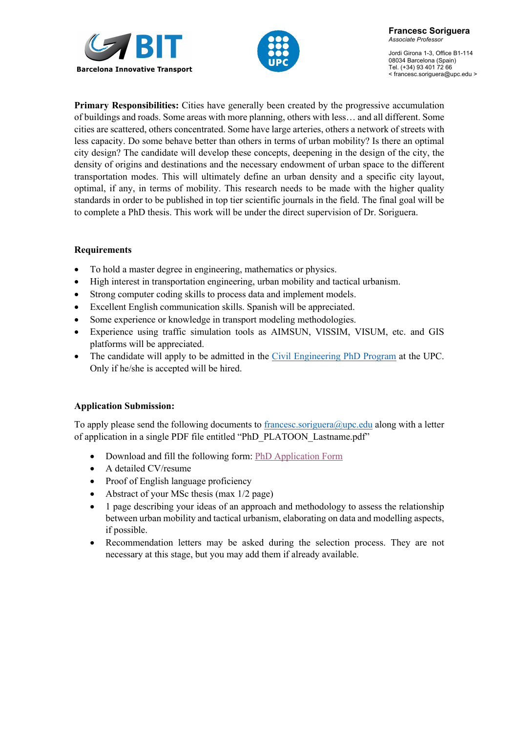**Francesc Soriguera**
*Associate Professor*

Jordi Girona 1-3, Office B1-114
08034 Barcelona (Spain)
Tel. (+34) 93 401 72 66
< francesc.soriguera@upc.edu >

**Primary Responsibilities:** Cities have generally been created by the progressive accumulation of buildings and roads. Some areas with more planning, others with less… and all different. Some cities are scattered, others concentrated. Some have large arteries, others a network of streets with less capacity. Do some behave better than others in terms of urban mobility? Is there an optimal city design? The candidate will develop these concepts, deepening in the design of the city, the density of origins and destinations and the necessary endowment of urban space to the different transportation modes. This will ultimately define an urban density and a specific city layout, optimal, if any, in terms of mobility. This research needs to be made with the higher quality standards in order to be published in top tier scientific journals in the field. The final goal will be to complete a PhD thesis. This work will be under the direct supervision of Dr. Soriguera.

**Requirements**

- To hold a master degree in engineering, mathematics or physics.
- High interest in transportation engineering, urban mobility and tactical urbanism.
- Strong computer coding skills to process data and implement models.
- Excellent English communication skills. Spanish will be appreciated.
- Some experience or knowledge in transport modeling methodologies.
- Experience using traffic simulation tools as AIMSUN, VISSIM, VISUM, etc. and GIS platforms will be appreciated.
- The candidate will apply to be admitted in the Civil Engineering PhD Program at the UPC. Only if he/she is accepted will be hired.

**Application Submission:**

To apply please send the following documents to francesc.soriguera@upc.edu along with a letter of application in a single PDF file entitled "PhD_PLATOON_Lastname.pdf"

- Download and fill the following form: PhD Application Form
- A detailed CV/resume
- Proof of English language proficiency
- Abstract of your MSc thesis (max 1/2 page)
- 1 page describing your ideas of an approach and methodology to assess the relationship between urban mobility and tactical urbanism, elaborating on data and modelling aspects, if possible.
- Recommendation letters may be asked during the selection process. They are not necessary at this stage, but you may add them if already available.